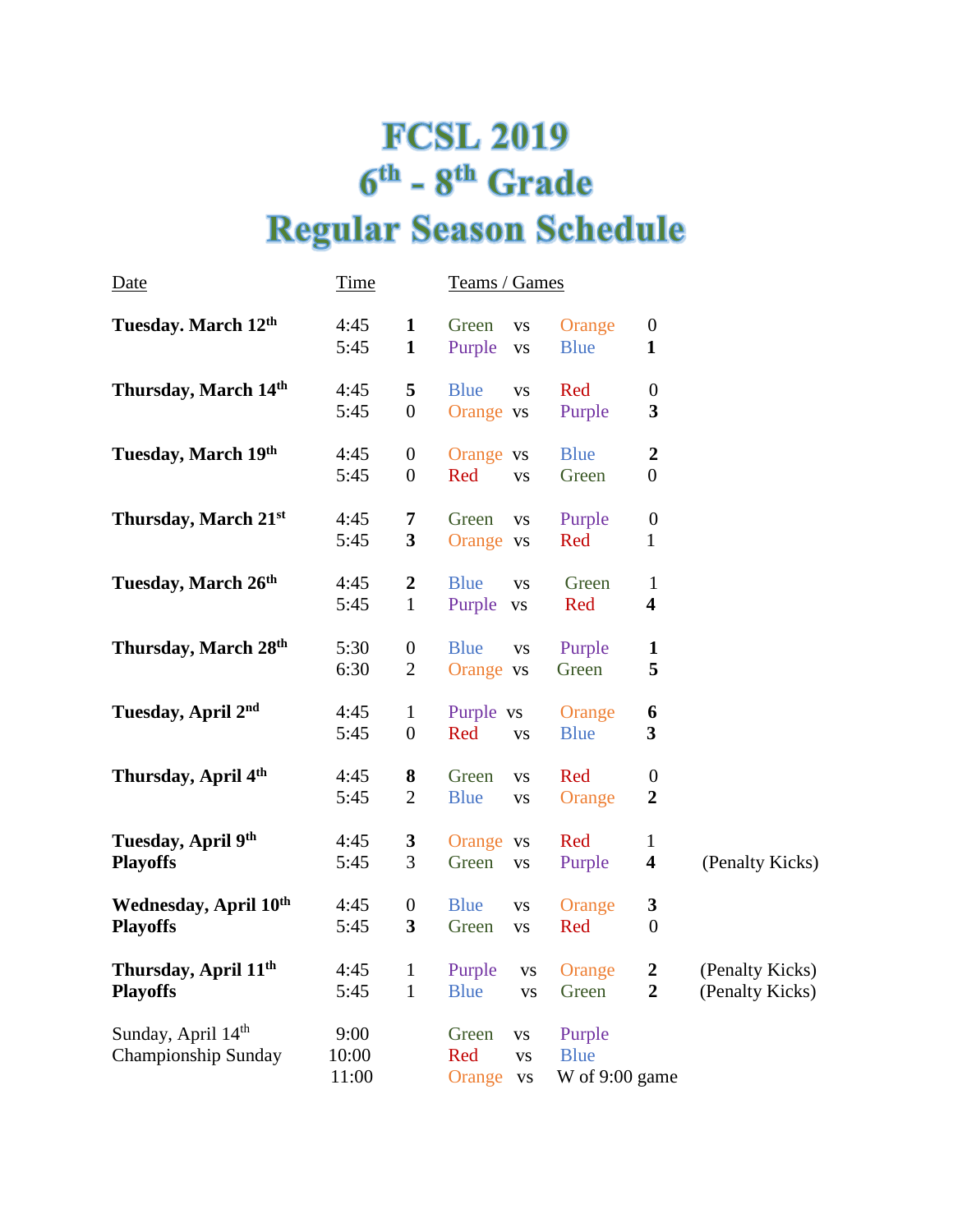# FCSL 2019
# 6th - 8th Grade
# Regular Season Schedule

| Date | Time | | Teams / Games | | | | |
|---|---|---|---|---|---|---|---|
| **Tuesday. March 12th** | 4:45 | **1** | Green | vs | Orange | 0 | |
| | 5:45 | **1** | Purple | vs | Blue | **1** | |
| **Thursday, March 14th** | 4:45 | **5** | Blue | vs | Red | 0 | |
| | 5:45 | 0 | Orange | vs | Purple | **3** | |
| **Tuesday, March 19th** | 4:45 | 0 | Orange | vs | Blue | **2** | |
| | 5:45 | 0 | Red | vs | Green | 0 | |
| **Thursday, March 21st** | 4:45 | **7** | Green | vs | Purple | 0 | |
| | 5:45 | **3** | Orange | vs | Red | 1 | |
| **Tuesday, March 26th** | 4:45 | **2** | Blue | vs | Green | 1 | |
| | 5:45 | 1 | Purple | vs | Red | **4** | |
| **Thursday, March 28th** | 5:30 | 0 | Blue | vs | Purple | **1** | |
| | 6:30 | 2 | Orange | vs | Green | **5** | |
| **Tuesday, April 2nd** | 4:45 | 1 | Purple | vs | Orange | **6** | |
| | 5:45 | 0 | Red | vs | Blue | **3** | |
| **Thursday, April 4th** | 4:45 | **8** | Green | vs | Red | 0 | |
| | 5:45 | 2 | Blue | vs | Orange | **2** | |
| **Tuesday, April 9th** | 4:45 | **3** | Orange | vs | Red | 1 | |
| **Playoffs** | 5:45 | 3 | Green | vs | Purple | **4** | (Penalty Kicks) |
| **Wednesday, April 10th** | 4:45 | 0 | Blue | vs | Orange | **3** | |
| **Playoffs** | 5:45 | **3** | Green | vs | Red | 0 | |
| **Thursday, April 11th** | 4:45 | 1 | Purple | vs | Orange | **2** | (Penalty Kicks) |
| **Playoffs** | 5:45 | 1 | Blue | vs | Green | **2** | (Penalty Kicks) |
| Sunday, April 14th | 9:00 | | Green | vs | Purple | | |
| Championship Sunday | 10:00 | | Red | vs | Blue | | |
| | 11:00 | | Orange | vs | W of 9:00 game | | |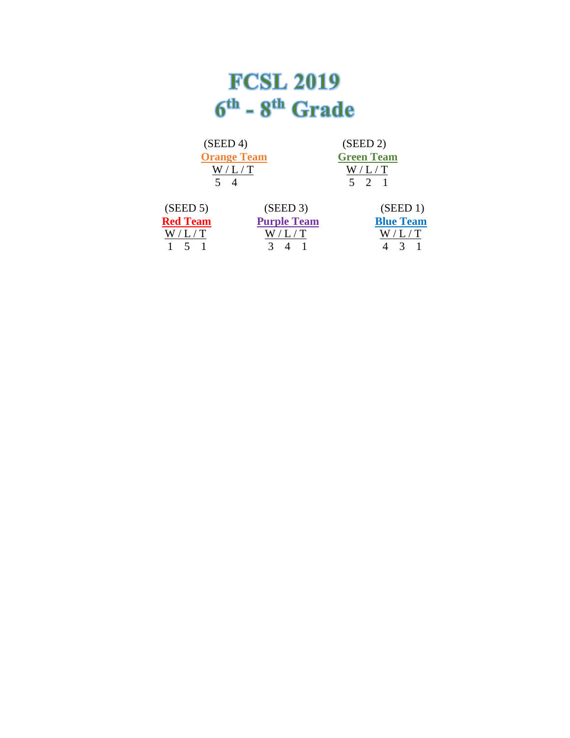# FCSL 2019
# 6th - 8th Grade

(SEED 4)
**Orange Team**

| W | L | T |
|---|---|---|
| 5 | 4 | |

(SEED 2)
**Green Team**

| W | L | T |
|---|---|---|
| 5 | 2 | 1 |

(SEED 5)
**Red Team**

| W | L | T |
|---|---|---|
| 1 | 5 | 1 |

(SEED 3)
**Purple Team**

| W | L | T |
|---|---|---|
| 3 | 4 | 1 |

(SEED 1)
**Blue Team**

| W | L | T |
|---|---|---|
| 4 | 3 | 1 |